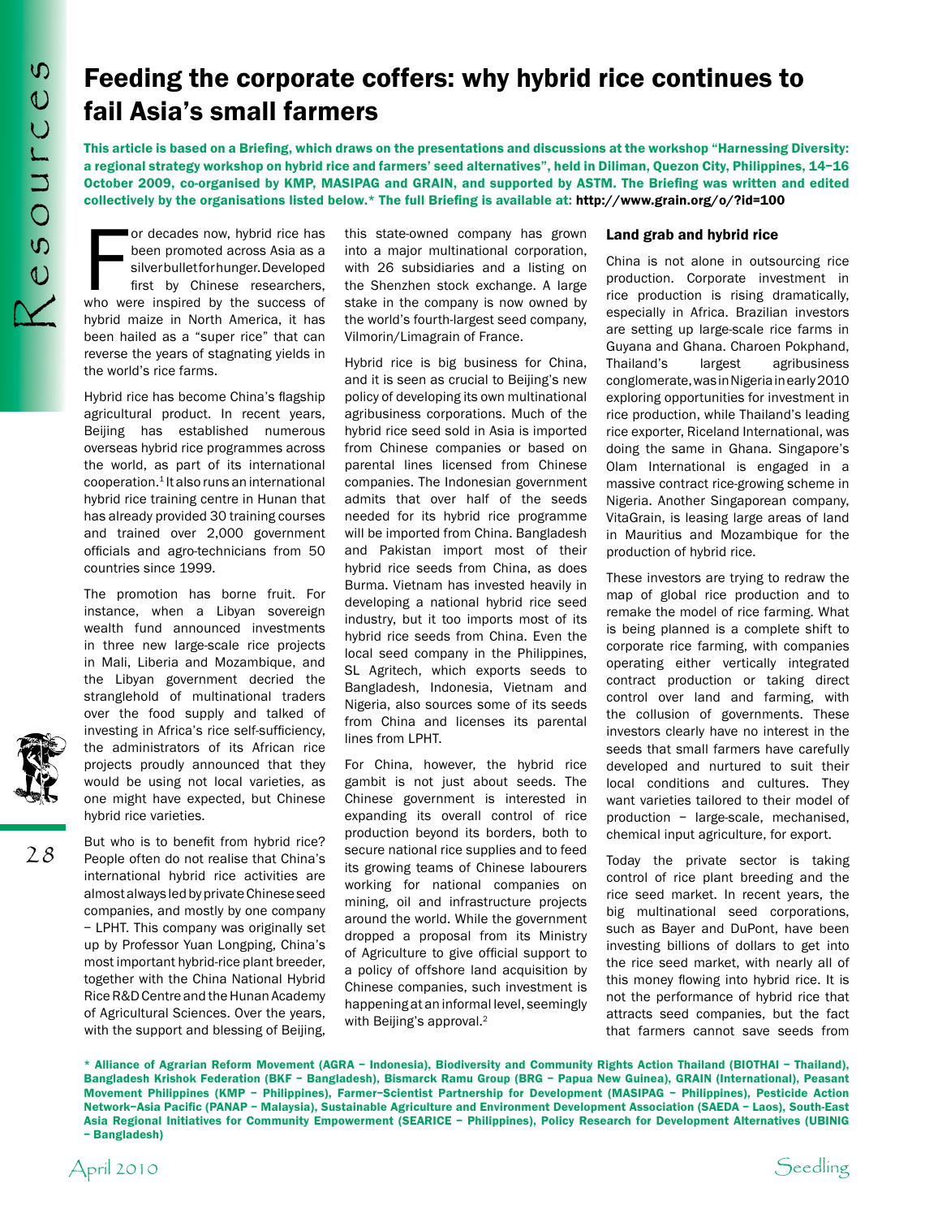# Feeding the corporate coffers: why hybrid rice continues to fail Asia's small farmers

**This article is based on a Briefing, which draws on the presentations and discussions at the workshop "Harnessing Diversity: a regional strategy workshop on hybrid rice and farmers' seed alternatives", held in Diliman, Quezon City, Philippines, 14–16 October 2009, co-organised by KMP, MASIPAG and GRAIN, and supported by ASTM. The Briefing was written and edited collectively by the organisations listed below.* The full Briefing is available at: http://www.grain.org/o/?id=100**

For decades now, hybrid rice has been promoted across Asia as a silver bullet for hunger. Developed first by Chinese researchers, who were inspired by the success of hybrid maize in North America, it has been hailed as a "super rice" that can reverse the years of stagnating yields in the world's rice farms.

Hybrid rice has become China's flagship agricultural product. In recent years, Beijing has established numerous overseas hybrid rice programmes across the world, as part of its international cooperation.[1] It also runs an international hybrid rice training centre in Hunan that has already provided 30 training courses and trained over 2,000 government officials and agro-technicians from 50 countries since 1999.

The promotion has borne fruit. For instance, when a Libyan sovereign wealth fund announced investments in three new large-scale rice projects in Mali, Liberia and Mozambique, and the Libyan government decried the stranglehold of multinational traders over the food supply and talked of investing in Africa's rice self-sufficiency, the administrators of its African rice projects proudly announced that they would be using not local varieties, as one might have expected, but Chinese hybrid rice varieties.

But who is to benefit from hybrid rice? People often do not realise that China's international hybrid rice activities are almost always led by private Chinese seed companies, and mostly by one company – LPHT. This company was originally set up by Professor Yuan Longping, China's most important hybrid-rice plant breeder, together with the China National Hybrid Rice R&D Centre and the Hunan Academy of Agricultural Sciences. Over the years, with the support and blessing of Beijing, this state-owned company has grown into a major multinational corporation, with 26 subsidiaries and a listing on the Shenzhen stock exchange. A large stake in the company is now owned by the world's fourth-largest seed company, Vilmorin/Limagrain of France.

Hybrid rice is big business for China, and it is seen as crucial to Beijing's new policy of developing its own multinational agribusiness corporations. Much of the hybrid rice seed sold in Asia is imported from Chinese companies or based on parental lines licensed from Chinese companies. The Indonesian government admits that over half of the seeds needed for its hybrid rice programme will be imported from China. Bangladesh and Pakistan import most of their hybrid rice seeds from China, as does Burma. Vietnam has invested heavily in developing a national hybrid rice seed industry, but it too imports most of its hybrid rice seeds from China. Even the local seed company in the Philippines, SL Agritech, which exports seeds to Bangladesh, Indonesia, Vietnam and Nigeria, also sources some of its seeds from China and licenses its parental lines from LPHT.

For China, however, the hybrid rice gambit is not just about seeds. The Chinese government is interested in expanding its overall control of rice production beyond its borders, both to secure national rice supplies and to feed its growing teams of Chinese labourers working for national companies on mining, oil and infrastructure projects around the world. While the government dropped a proposal from its Ministry of Agriculture to give official support to a policy of offshore land acquisition by Chinese companies, such investment is happening at an informal level, seemingly with Beijing's approval.[2]

### Land grab and hybrid rice

China is not alone in outsourcing rice production. Corporate investment in rice production is rising dramatically, especially in Africa. Brazilian investors are setting up large-scale rice farms in Guyana and Ghana. Charoen Pokphand, Thailand's largest agribusiness conglomerate, was in Nigeria in early 2010 exploring opportunities for investment in rice production, while Thailand's leading rice exporter, Riceland International, was doing the same in Ghana. Singapore's Olam International is engaged in a massive contract rice-growing scheme in Nigeria. Another Singaporean company, VitaGrain, is leasing large areas of land in Mauritius and Mozambique for the production of hybrid rice.

These investors are trying to redraw the map of global rice production and to remake the model of rice farming. What is being planned is a complete shift to corporate rice farming, with companies operating either vertically integrated contract production or taking direct control over land and farming, with the collusion of governments. These investors clearly have no interest in the seeds that small farmers have carefully developed and nurtured to suit their local conditions and cultures. They want varieties tailored to their model of production – large-scale, mechanised, chemical input agriculture, for export.

Today the private sector is taking control of rice plant breeding and the rice seed market. In recent years, the big multinational seed corporations, such as Bayer and DuPont, have been investing billions of dollars to get into the rice seed market, with nearly all of this money flowing into hybrid rice. It is not the performance of hybrid rice that attracts seed companies, but the fact that farmers cannot save seeds from

**\* Alliance of Agrarian Reform Movement (AGRA – Indonesia), Biodiversity and Community Rights Action Thailand (BIOTHAI – Thailand), Bangladesh Krishok Federation (BKF – Bangladesh), Bismarck Ramu Group (BRG – Papua New Guinea), GRAIN (International), Peasant Movement Philippines (KMP – Philippines), Farmer–Scientist Partnership for Development (MASIPAG – Philippines), Pesticide Action Network–Asia Pacific (PANAP – Malaysia), Sustainable Agriculture and Environment Development Association (SAEDA – Laos), South-East Asia Regional Initiatives for Community Empowerment (SEARICE – Philippines), Policy Research for Development Alternatives (UBINIG – Bangladesh)**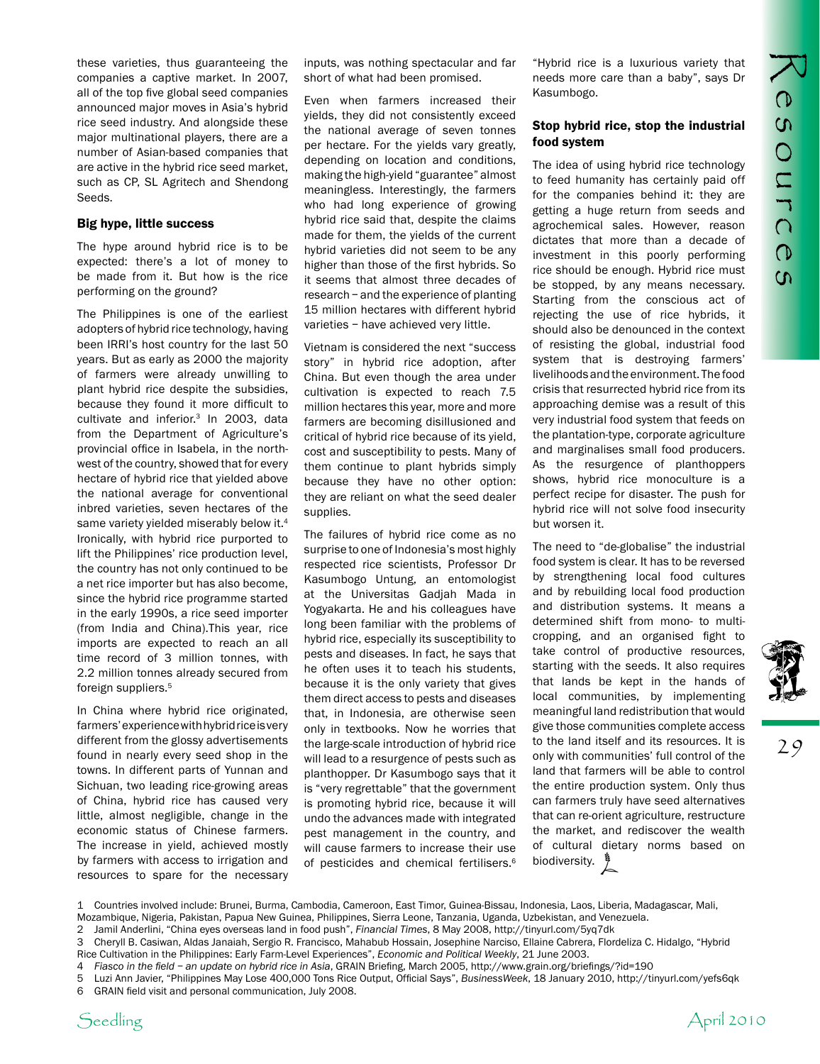these varieties, thus guaranteeing the companies a captive market. In 2007, all of the top five global seed companies announced major moves in Asia's hybrid rice seed industry. And alongside these major multinational players, there are a number of Asian-based companies that are active in the hybrid rice seed market, such as CP, SL Agritech and Shendong Seeds.

### Big hype, little success

The hype around hybrid rice is to be expected: there's a lot of money to be made from it. But how is the rice performing on the ground?

The Philippines is one of the earliest adopters of hybrid rice technology, having been IRRI's host country for the last 50 years. But as early as 2000 the majority of farmers were already unwilling to plant hybrid rice despite the subsidies, because they found it more difficult to cultivate and inferior.[3] In 2003, data from the Department of Agriculture's provincial office in Isabela, in the northwest of the country, showed that for every hectare of hybrid rice that yielded above the national average for conventional inbred varieties, seven hectares of the same variety yielded miserably below it.[4] Ironically, with hybrid rice purported to lift the Philippines' rice production level, the country has not only continued to be a net rice importer but has also become, since the hybrid rice programme started in the early 1990s, a rice seed importer (from India and China).This year, rice imports are expected to reach an all time record of 3 million tonnes, with 2.2 million tonnes already secured from foreign suppliers.[5]

In China where hybrid rice originated, farmers' experience with hybrid rice is very different from the glossy advertisements found in nearly every seed shop in the towns. In different parts of Yunnan and Sichuan, two leading rice-growing areas of China, hybrid rice has caused very little, almost negligible, change in the economic status of Chinese farmers. The increase in yield, achieved mostly by farmers with access to irrigation and resources to spare for the necessary inputs, was nothing spectacular and far short of what had been promised.

Even when farmers increased their yields, they did not consistently exceed the national average of seven tonnes per hectare. For the yields vary greatly, depending on location and conditions, making the high-yield "guarantee" almost meaningless. Interestingly, the farmers who had long experience of growing hybrid rice said that, despite the claims made for them, the yields of the current hybrid varieties did not seem to be any higher than those of the first hybrids. So it seems that almost three decades of research – and the experience of planting 15 million hectares with different hybrid varieties – have achieved very little.

Vietnam is considered the next "success story" in hybrid rice adoption, after China. But even though the area under cultivation is expected to reach 7.5 million hectares this year, more and more farmers are becoming disillusioned and critical of hybrid rice because of its yield, cost and susceptibility to pests. Many of them continue to plant hybrids simply because they have no other option: they are reliant on what the seed dealer supplies.

The failures of hybrid rice come as no surprise to one of Indonesia's most highly respected rice scientists, Professor Dr Kasumbogo Untung, an entomologist at the Universitas Gadjah Mada in Yogyakarta. He and his colleagues have long been familiar with the problems of hybrid rice, especially its susceptibility to pests and diseases. In fact, he says that he often uses it to teach his students, because it is the only variety that gives them direct access to pests and diseases that, in Indonesia, are otherwise seen only in textbooks. Now he worries that the large-scale introduction of hybrid rice will lead to a resurgence of pests such as planthopper. Dr Kasumbogo says that it is "very regrettable" that the government is promoting hybrid rice, because it will undo the advances made with integrated pest management in the country, and will cause farmers to increase their use of pesticides and chemical fertilisers.[6] "Hybrid rice is a luxurious variety that needs more care than a baby", says Dr Kasumbogo.

### Stop hybrid rice, stop the industrial food system

The idea of using hybrid rice technology to feed humanity has certainly paid off for the companies behind it: they are getting a huge return from seeds and agrochemical sales. However, reason dictates that more than a decade of investment in this poorly performing rice should be enough. Hybrid rice must be stopped, by any means necessary. Starting from the conscious act of rejecting the use of rice hybrids, it should also be denounced in the context of resisting the global, industrial food system that is destroying farmers' livelihoods and the environment. The food crisis that resurrected hybrid rice from its approaching demise was a result of this very industrial food system that feeds on the plantation-type, corporate agriculture and marginalises small food producers. As the resurgence of planthoppers shows, hybrid rice monoculture is a perfect recipe for disaster. The push for hybrid rice will not solve food insecurity but worsen it.

The need to "de-globalise" the industrial food system is clear. It has to be reversed by strengthening local food cultures and by rebuilding local food production and distribution systems. It means a determined shift from mono- to multi-cropping, and an organised fight to take control of productive resources, starting with the seeds. It also requires that lands be kept in the hands of local communities, by implementing meaningful land redistribution that would give those communities complete access to the land itself and its resources. It is only with communities' full control of the land that farmers will be able to control the entire production system. Only thus can farmers truly have seed alternatives that can re-orient agriculture, restructure the market, and rediscover the wealth of cultural dietary norms based on biodiversity.

1 Countries involved include: Brunei, Burma, Cambodia, Cameroon, East Timor, Guinea-Bissau, Indonesia, Laos, Liberia, Madagascar, Mali, Mozambique, Nigeria, Pakistan, Papua New Guinea, Philippines, Sierra Leone, Tanzania, Uganda, Uzbekistan, and Venezuela.

2 Jamil Anderlini, "China eyes overseas land in food push", *Financial Times*, 8 May 2008, http://tinyurl.com/5yq7dk

3 Cheryll B. Casiwan, Aldas Janaiah, Sergio R. Francisco, Mahabub Hossain, Josephine Narciso, Ellaine Cabrera, Flordeliza C. Hidalgo, "Hybrid Rice Cultivation in the Philippines: Early Farm-Level Experiences", *Economic and Political Weekly*, 21 June 2003.

4 *Fiasco in the field – an update on hybrid rice in Asia*, GRAIN Briefing, March 2005, http://www.grain.org/briefings/?id=190

5 Luzi Ann Javier, "Philippines May Lose 400,000 Tons Rice Output, Official Says", *BusinessWeek*, 18 January 2010, http://tinyurl.com/yefs6qk

6 GRAIN field visit and personal communication, July 2008.